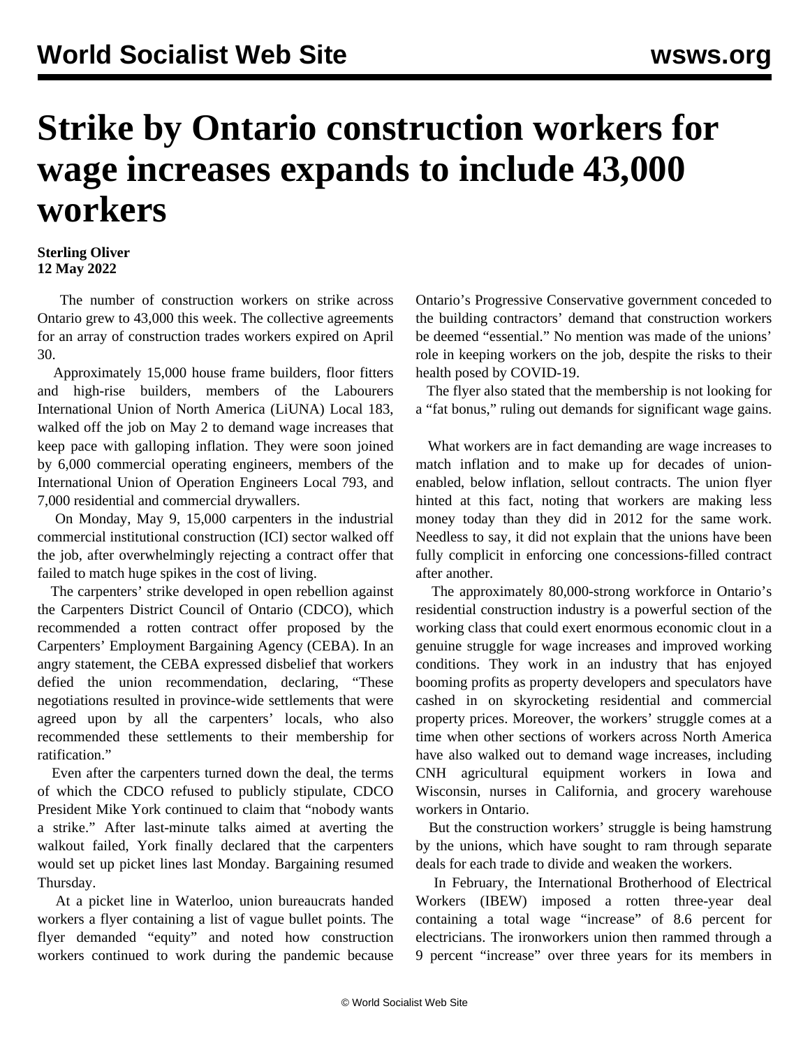# Strike by Ontario construction workers for wage increases expands to include 43,000 workers

**Sterling Oliver**
**12 May 2022**

The number of construction workers on strike across Ontario grew to 43,000 this week. The collective agreements for an array of construction trades workers expired on April 30.

Approximately 15,000 house frame builders, floor fitters and high-rise builders, members of the Labourers International Union of North America (LiUNA) Local 183, walked off the job on May 2 to demand wage increases that keep pace with galloping inflation. They were soon joined by 6,000 commercial operating engineers, members of the International Union of Operation Engineers Local 793, and 7,000 residential and commercial drywallers.

On Monday, May 9, 15,000 carpenters in the industrial commercial institutional construction (ICI) sector walked off the job, after overwhelmingly rejecting a contract offer that failed to match huge spikes in the cost of living.

The carpenters' strike developed in open rebellion against the Carpenters District Council of Ontario (CDCO), which recommended a rotten contract offer proposed by the Carpenters' Employment Bargaining Agency (CEBA). In an angry statement, the CEBA expressed disbelief that workers defied the union recommendation, declaring, "These negotiations resulted in province-wide settlements that were agreed upon by all the carpenters' locals, who also recommended these settlements to their membership for ratification."

Even after the carpenters turned down the deal, the terms of which the CDCO refused to publicly stipulate, CDCO President Mike York continued to claim that "nobody wants a strike." After last-minute talks aimed at averting the walkout failed, York finally declared that the carpenters would set up picket lines last Monday. Bargaining resumed Thursday.

At a picket line in Waterloo, union bureaucrats handed workers a flyer containing a list of vague bullet points. The flyer demanded "equity" and noted how construction workers continued to work during the pandemic because Ontario's Progressive Conservative government conceded to the building contractors' demand that construction workers be deemed "essential." No mention was made of the unions' role in keeping workers on the job, despite the risks to their health posed by COVID-19.

The flyer also stated that the membership is not looking for a "fat bonus," ruling out demands for significant wage gains.

What workers are in fact demanding are wage increases to match inflation and to make up for decades of union-enabled, below inflation, sellout contracts. The union flyer hinted at this fact, noting that workers are making less money today than they did in 2012 for the same work. Needless to say, it did not explain that the unions have been fully complicit in enforcing one concessions-filled contract after another.

The approximately 80,000-strong workforce in Ontario's residential construction industry is a powerful section of the working class that could exert enormous economic clout in a genuine struggle for wage increases and improved working conditions. They work in an industry that has enjoyed booming profits as property developers and speculators have cashed in on skyrocketing residential and commercial property prices. Moreover, the workers' struggle comes at a time when other sections of workers across North America have also walked out to demand wage increases, including CNH agricultural equipment workers in Iowa and Wisconsin, nurses in California, and grocery warehouse workers in Ontario.

But the construction workers' struggle is being hamstrung by the unions, which have sought to ram through separate deals for each trade to divide and weaken the workers.

In February, the International Brotherhood of Electrical Workers (IBEW) imposed a rotten three-year deal containing a total wage "increase" of 8.6 percent for electricians. The ironworkers union then rammed through a 9 percent "increase" over three years for its members in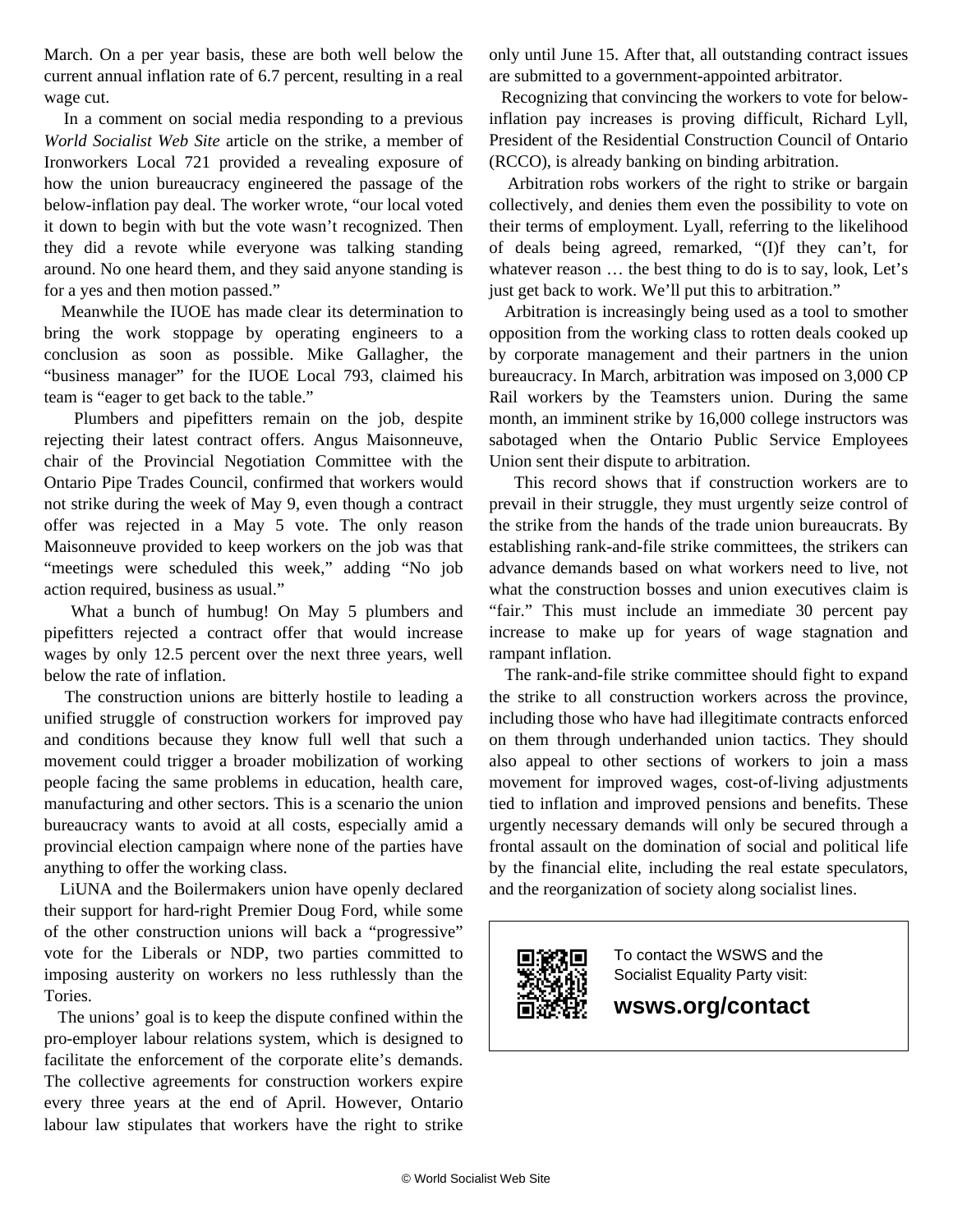March. On a per year basis, these are both well below the current annual inflation rate of 6.7 percent, resulting in a real wage cut.

In a comment on social media responding to a previous *World Socialist Web Site* article on the strike, a member of Ironworkers Local 721 provided a revealing exposure of how the union bureaucracy engineered the passage of the below-inflation pay deal. The worker wrote, "our local voted it down to begin with but the vote wasn't recognized. Then they did a revote while everyone was talking standing around. No one heard them, and they said anyone standing is for a yes and then motion passed."

Meanwhile the IUOE has made clear its determination to bring the work stoppage by operating engineers to a conclusion as soon as possible. Mike Gallagher, the "business manager" for the IUOE Local 793, claimed his team is "eager to get back to the table."

Plumbers and pipefitters remain on the job, despite rejecting their latest contract offers. Angus Maisonneuve, chair of the Provincial Negotiation Committee with the Ontario Pipe Trades Council, confirmed that workers would not strike during the week of May 9, even though a contract offer was rejected in a May 5 vote. The only reason Maisonneuve provided to keep workers on the job was that "meetings were scheduled this week," adding "No job action required, business as usual."

What a bunch of humbug! On May 5 plumbers and pipefitters rejected a contract offer that would increase wages by only 12.5 percent over the next three years, well below the rate of inflation.

The construction unions are bitterly hostile to leading a unified struggle of construction workers for improved pay and conditions because they know full well that such a movement could trigger a broader mobilization of working people facing the same problems in education, health care, manufacturing and other sectors. This is a scenario the union bureaucracy wants to avoid at all costs, especially amid a provincial election campaign where none of the parties have anything to offer the working class.

LiUNA and the Boilermakers union have openly declared their support for hard-right Premier Doug Ford, while some of the other construction unions will back a "progressive" vote for the Liberals or NDP, two parties committed to imposing austerity on workers no less ruthlessly than the Tories.

The unions' goal is to keep the dispute confined within the pro-employer labour relations system, which is designed to facilitate the enforcement of the corporate elite's demands. The collective agreements for construction workers expire every three years at the end of April. However, Ontario labour law stipulates that workers have the right to strike only until June 15. After that, all outstanding contract issues are submitted to a government-appointed arbitrator.

Recognizing that convincing the workers to vote for below-inflation pay increases is proving difficult, Richard Lyll, President of the Residential Construction Council of Ontario (RCCO), is already banking on binding arbitration.

Arbitration robs workers of the right to strike or bargain collectively, and denies them even the possibility to vote on their terms of employment. Lyall, referring to the likelihood of deals being agreed, remarked, "(I)f they can't, for whatever reason … the best thing to do is to say, look, Let's just get back to work. We'll put this to arbitration."

Arbitration is increasingly being used as a tool to smother opposition from the working class to rotten deals cooked up by corporate management and their partners in the union bureaucracy. In March, arbitration was imposed on 3,000 CP Rail workers by the Teamsters union. During the same month, an imminent strike by 16,000 college instructors was sabotaged when the Ontario Public Service Employees Union sent their dispute to arbitration.

This record shows that if construction workers are to prevail in their struggle, they must urgently seize control of the strike from the hands of the trade union bureaucrats. By establishing rank-and-file strike committees, the strikers can advance demands based on what workers need to live, not what the construction bosses and union executives claim is "fair." This must include an immediate 30 percent pay increase to make up for years of wage stagnation and rampant inflation.

The rank-and-file strike committee should fight to expand the strike to all construction workers across the province, including those who have had illegitimate contracts enforced on them through underhanded union tactics. They should also appeal to other sections of workers to join a mass movement for improved wages, cost-of-living adjustments tied to inflation and improved pensions and benefits. These urgently necessary demands will only be secured through a frontal assault on the domination of social and political life by the financial elite, including the real estate speculators, and the reorganization of society along socialist lines.

To contact the WSWS and the Socialist Equality Party visit:

**wsws.org/contact**